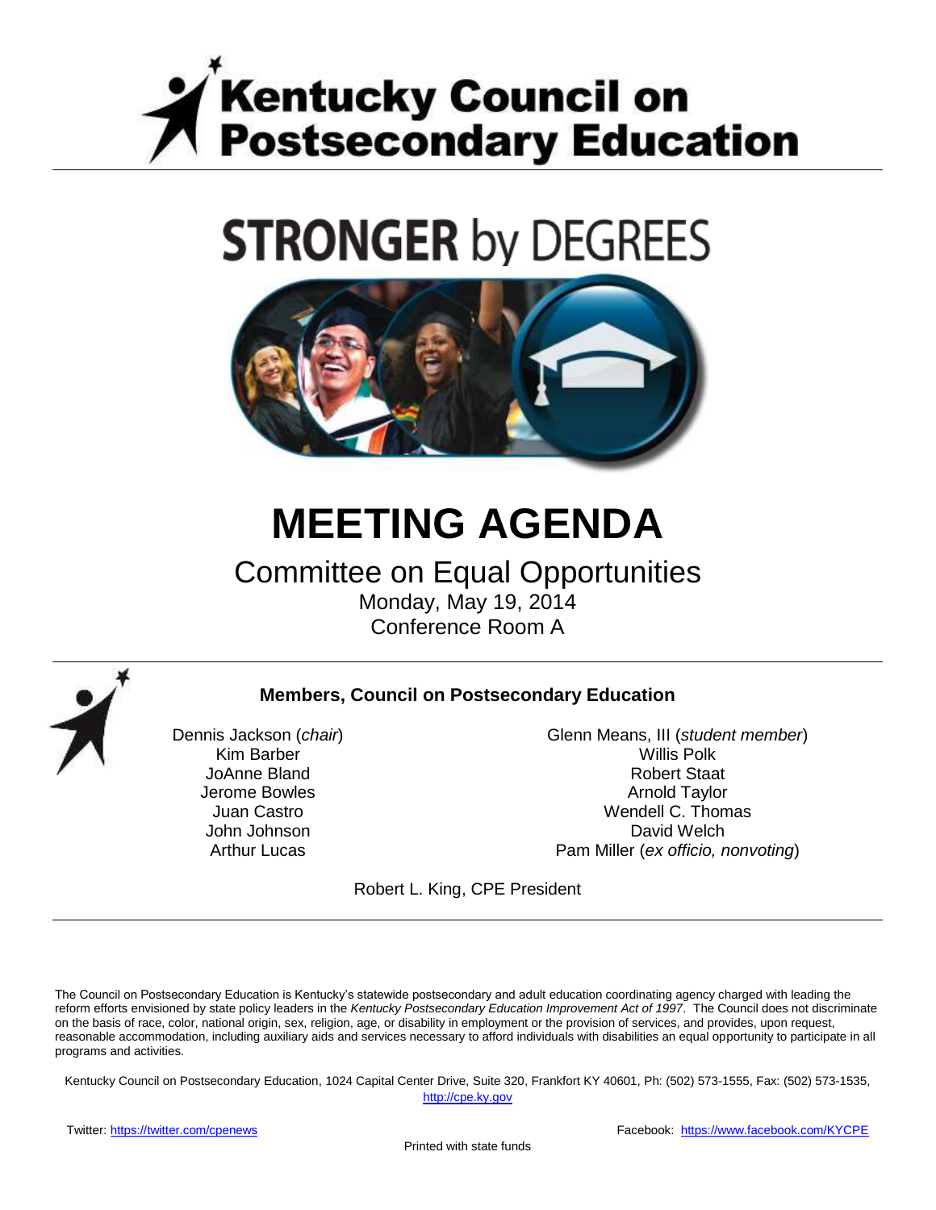# Kentucky Council on Postsecondary Education

## STRONGER by DEGREES

# MEETING AGENDA

## Committee on Equal Opportunities

Monday, May 19, 2014

Conference Room A

**Members, Council on Postsecondary Education**

Dennis Jackson (*chair*)
Kim Barber
JoAnne Bland
Jerome Bowles
Juan Castro
John Johnson
Arthur Lucas
Glenn Means, III (*student member*)
Willis Polk
Robert Staat
Arnold Taylor
Wendell C. Thomas
David Welch
Pam Miller (*ex officio, nonvoting*)

Robert L. King, CPE President

The Council on Postsecondary Education is Kentucky's statewide postsecondary and adult education coordinating agency charged with leading the reform efforts envisioned by state policy leaders in the *Kentucky Postsecondary Education Improvement Act of 1997*. The Council does not discriminate on the basis of race, color, national origin, sex, religion, age, or disability in employment or the provision of services, and provides, upon request, reasonable accommodation, including auxiliary aids and services necessary to afford individuals with disabilities an equal opportunity to participate in all programs and activities.

Kentucky Council on Postsecondary Education, 1024 Capital Center Drive, Suite 320, Frankfort KY 40601, Ph: (502) 573-1555, Fax: (502) 573-1535, http://cpe.ky.gov

Twitter: https://twitter.com/cpenews

Facebook: https://www.facebook.com/KYCPE

Printed with state funds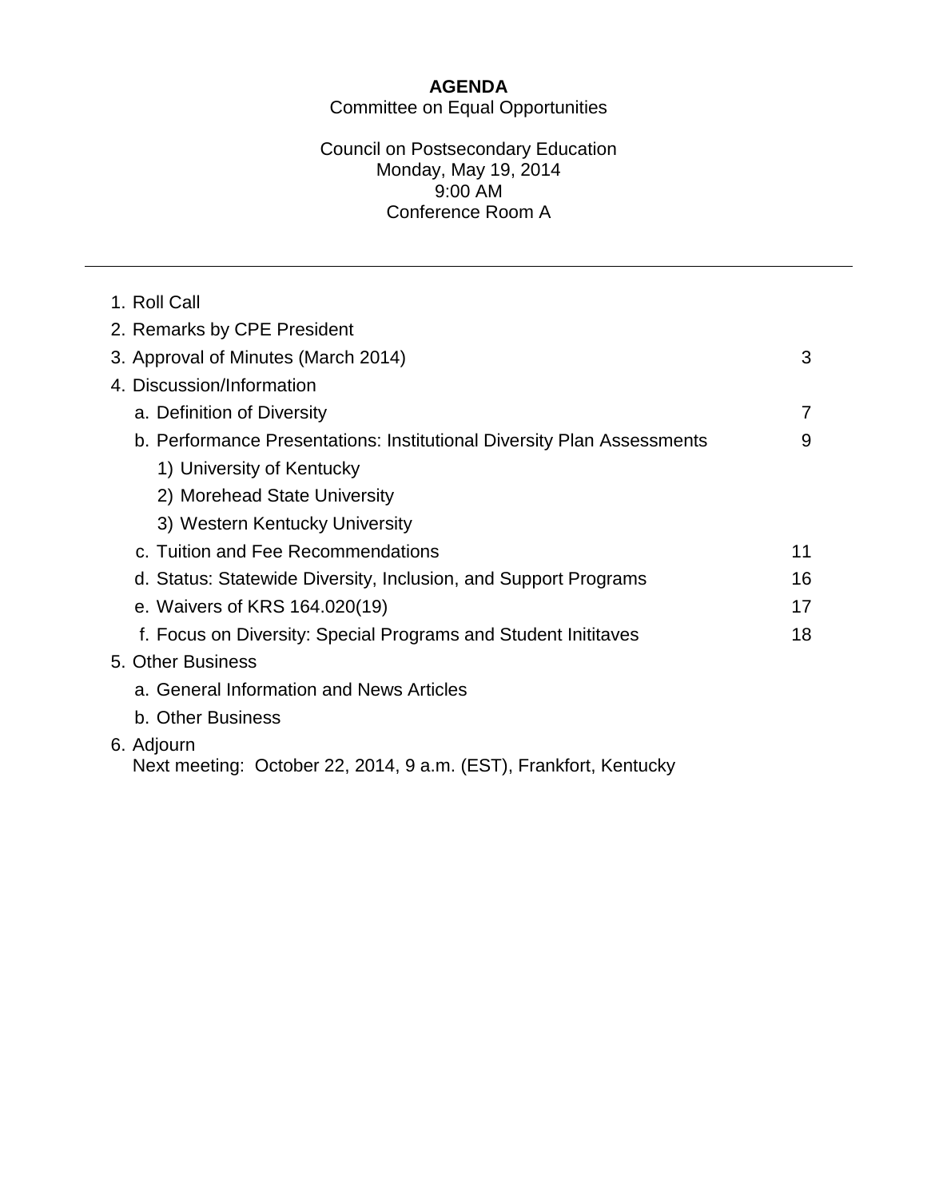# AGENDA

Committee on Equal Opportunities

Council on Postsecondary Education
Monday, May 19, 2014
9:00 AM
Conference Room A

---

| | |
|---|---|
| 1. Roll Call | |
| 2. Remarks by CPE President | |
| 3. Approval of Minutes (March 2014) | 3 |
| 4. Discussion/Information | |
| a. Definition of Diversity | 7 |
| b. Performance Presentations: Institutional Diversity Plan Assessments | 9 |
| 1) University of Kentucky | |
| 2) Morehead State University | |
| 3) Western Kentucky University | |
| c. Tuition and Fee Recommendations | 11 |
| d. Status: Statewide Diversity, Inclusion, and Support Programs | 16 |
| e. Waivers of KRS 164.020(19) | 17 |
| f. Focus on Diversity: Special Programs and Student Inititaves | 18 |
| 5. Other Business | |
| a. General Information and News Articles | |
| b. Other Business | |
| 6. Adjourn | |

Next meeting: October 22, 2014, 9 a.m. (EST), Frankfort, Kentucky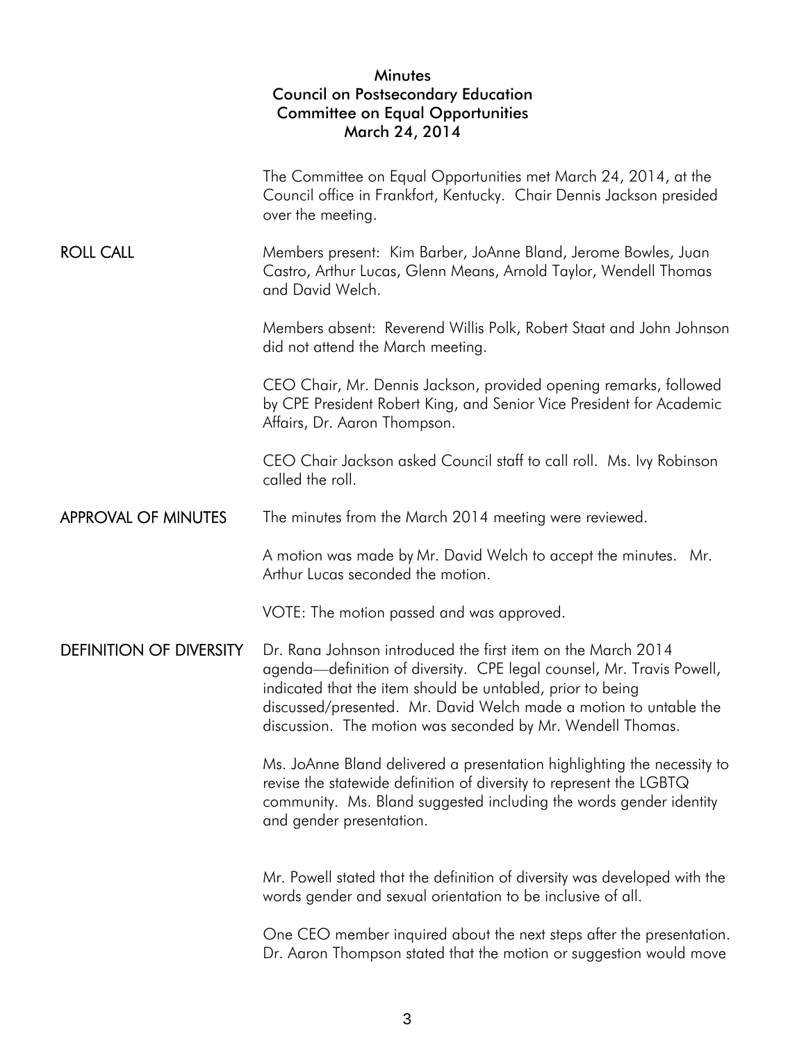# Minutes
## Council on Postsecondary Education
## Committee on Equal Opportunities
## March 24, 2014

The Committee on Equal Opportunities met March 24, 2014, at the Council office in Frankfort, Kentucky. Chair Dennis Jackson presided over the meeting.

**ROLL CALL**

Members present: Kim Barber, JoAnne Bland, Jerome Bowles, Juan Castro, Arthur Lucas, Glenn Means, Arnold Taylor, Wendell Thomas and David Welch.

Members absent: Reverend Willis Polk, Robert Staat and John Johnson did not attend the March meeting.

CEO Chair, Mr. Dennis Jackson, provided opening remarks, followed by CPE President Robert King, and Senior Vice President for Academic Affairs, Dr. Aaron Thompson.

CEO Chair Jackson asked Council staff to call roll. Ms. Ivy Robinson called the roll.

**APPROVAL OF MINUTES**

The minutes from the March 2014 meeting were reviewed.

A motion was made by Mr. David Welch to accept the minutes. Mr. Arthur Lucas seconded the motion.

VOTE: The motion passed and was approved.

**DEFINITION OF DIVERSITY**

Dr. Rana Johnson introduced the first item on the March 2014 agenda—definition of diversity. CPE legal counsel, Mr. Travis Powell, indicated that the item should be untabled, prior to being discussed/presented. Mr. David Welch made a motion to untable the discussion. The motion was seconded by Mr. Wendell Thomas.

Ms. JoAnne Bland delivered a presentation highlighting the necessity to revise the statewide definition of diversity to represent the LGBTQ community. Ms. Bland suggested including the words gender identity and gender presentation.

Mr. Powell stated that the definition of diversity was developed with the words gender and sexual orientation to be inclusive of all.

One CEO member inquired about the next steps after the presentation. Dr. Aaron Thompson stated that the motion or suggestion would move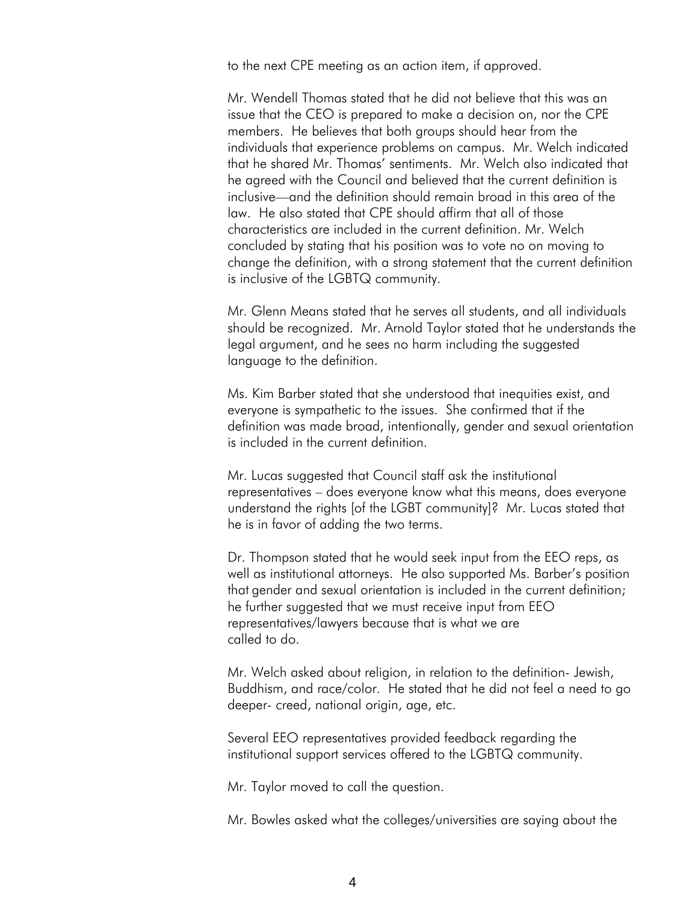to the next CPE meeting as an action item, if approved.

Mr. Wendell Thomas stated that he did not believe that this was an issue that the CEO is prepared to make a decision on, nor the CPE members. He believes that both groups should hear from the individuals that experience problems on campus. Mr. Welch indicated that he shared Mr. Thomas' sentiments. Mr. Welch also indicated that he agreed with the Council and believed that the current definition is inclusive—and the definition should remain broad in this area of the law. He also stated that CPE should affirm that all of those characteristics are included in the current definition. Mr. Welch concluded by stating that his position was to vote no on moving to change the definition, with a strong statement that the current definition is inclusive of the LGBTQ community.

Mr. Glenn Means stated that he serves all students, and all individuals should be recognized. Mr. Arnold Taylor stated that he understands the legal argument, and he sees no harm including the suggested language to the definition.

Ms. Kim Barber stated that she understood that inequities exist, and everyone is sympathetic to the issues. She confirmed that if the definition was made broad, intentionally, gender and sexual orientation is included in the current definition.

Mr. Lucas suggested that Council staff ask the institutional representatives – does everyone know what this means, does everyone understand the rights [of the LGBT community]? Mr. Lucas stated that he is in favor of adding the two terms.

Dr. Thompson stated that he would seek input from the EEO reps, as well as institutional attorneys. He also supported Ms. Barber's position that gender and sexual orientation is included in the current definition; he further suggested that we must receive input from EEO representatives/lawyers because that is what we are called to do.

Mr. Welch asked about religion, in relation to the definition- Jewish, Buddhism, and race/color. He stated that he did not feel a need to go deeper- creed, national origin, age, etc.

Several EEO representatives provided feedback regarding the institutional support services offered to the LGBTQ community.

Mr. Taylor moved to call the question.

Mr. Bowles asked what the colleges/universities are saying about the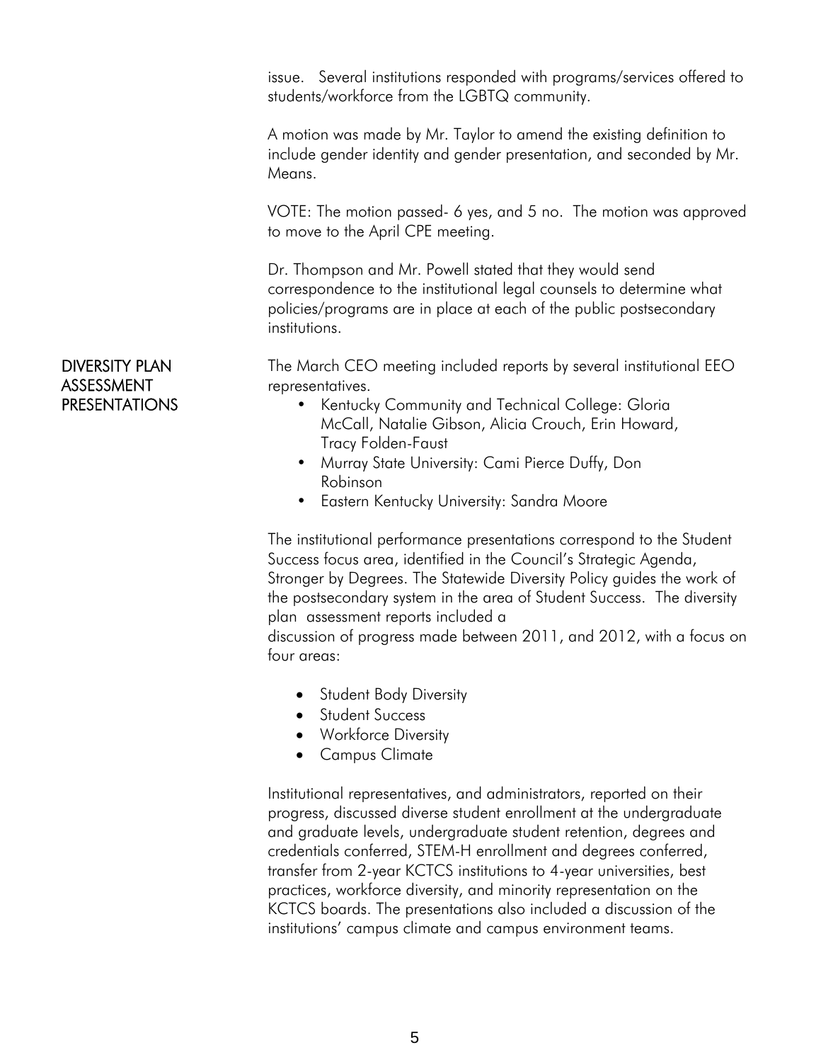issue. Several institutions responded with programs/services offered to students/workforce from the LGBTQ community.

A motion was made by Mr. Taylor to amend the existing definition to include gender identity and gender presentation, and seconded by Mr. Means.

VOTE: The motion passed- 6 yes, and 5 no. The motion was approved to move to the April CPE meeting.

Dr. Thompson and Mr. Powell stated that they would send correspondence to the institutional legal counsels to determine what policies/programs are in place at each of the public postsecondary institutions.

## DIVERSITY PLAN ASSESSMENT PRESENTATIONS

The March CEO meeting included reports by several institutional EEO representatives.

- Kentucky Community and Technical College: Gloria McCall, Natalie Gibson, Alicia Crouch, Erin Howard, Tracy Folden-Faust
- Murray State University: Cami Pierce Duffy, Don Robinson
- Eastern Kentucky University: Sandra Moore

The institutional performance presentations correspond to the Student Success focus area, identified in the Council's Strategic Agenda, Stronger by Degrees. The Statewide Diversity Policy guides the work of the postsecondary system in the area of Student Success. The diversity plan assessment reports included a discussion of progress made between 2011, and 2012, with a focus on four areas:

- Student Body Diversity
- Student Success
- Workforce Diversity
- Campus Climate

Institutional representatives, and administrators, reported on their progress, discussed diverse student enrollment at the undergraduate and graduate levels, undergraduate student retention, degrees and credentials conferred, STEM-H enrollment and degrees conferred, transfer from 2-year KCTCS institutions to 4-year universities, best practices, workforce diversity, and minority representation on the KCTCS boards. The presentations also included a discussion of the institutions' campus climate and campus environment teams.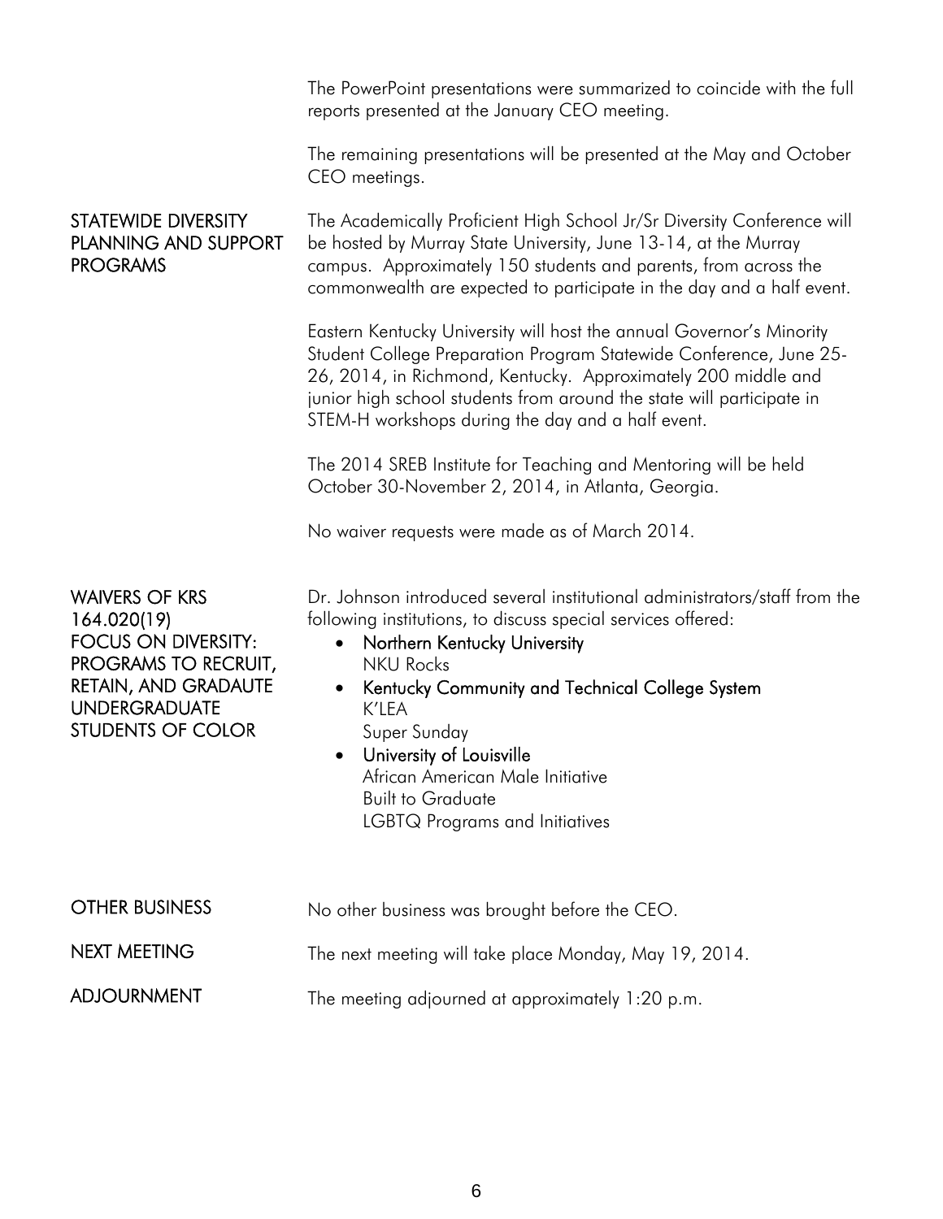The PowerPoint presentations were summarized to coincide with the full reports presented at the January CEO meeting.

The remaining presentations will be presented at the May and October CEO meetings.

**STATEWIDE DIVERSITY PLANNING AND SUPPORT PROGRAMS**

The Academically Proficient High School Jr/Sr Diversity Conference will be hosted by Murray State University, June 13-14, at the Murray campus. Approximately 150 students and parents, from across the commonwealth are expected to participate in the day and a half event.

Eastern Kentucky University will host the annual Governor's Minority Student College Preparation Program Statewide Conference, June 25-26, 2014, in Richmond, Kentucky. Approximately 200 middle and junior high school students from around the state will participate in STEM-H workshops during the day and a half event.

The 2014 SREB Institute for Teaching and Mentoring will be held October 30-November 2, 2014, in Atlanta, Georgia.

No waiver requests were made as of March 2014.

**WAIVERS OF KRS 164.020(19)**

**FOCUS ON DIVERSITY: PROGRAMS TO RECRUIT, RETAIN, AND GRADAUTE UNDERGRADUATE STUDENTS OF COLOR**

Dr. Johnson introduced several institutional administrators/staff from the following institutions, to discuss special services offered:

- Northern Kentucky University
  NKU Rocks
- Kentucky Community and Technical College System
  K'LEA
  Super Sunday
- University of Louisville
  African American Male Initiative
  Built to Graduate
  LGBTQ Programs and Initiatives

**OTHER BUSINESS**

No other business was brought before the CEO.

**NEXT MEETING**

The next meeting will take place Monday, May 19, 2014.

**ADJOURNMENT**

The meeting adjourned at approximately 1:20 p.m.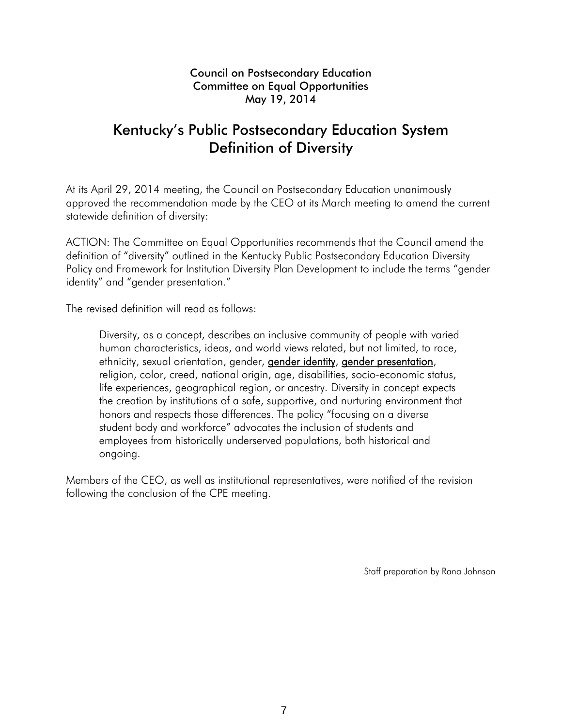Council on Postsecondary Education
Committee on Equal Opportunities
May 19, 2014

# Kentucky's Public Postsecondary Education System Definition of Diversity

At its April 29, 2014 meeting, the Council on Postsecondary Education unanimously approved the recommendation made by the CEO at its March meeting to amend the current statewide definition of diversity:

ACTION: The Committee on Equal Opportunities recommends that the Council amend the definition of "diversity" outlined in the Kentucky Public Postsecondary Education Diversity Policy and Framework for Institution Diversity Plan Development to include the terms "gender identity" and "gender presentation."

The revised definition will read as follows:

> Diversity, as a concept, describes an inclusive community of people with varied human characteristics, ideas, and world views related, but not limited, to race, ethnicity, sexual orientation, gender, **gender identity**, **gender presentation**, religion, color, creed, national origin, age, disabilities, socio-economic status, life experiences, geographical region, or ancestry. Diversity in concept expects the creation by institutions of a safe, supportive, and nurturing environment that honors and respects those differences. The policy "focusing on a diverse student body and workforce" advocates the inclusion of students and employees from historically underserved populations, both historical and ongoing.

Members of the CEO, as well as institutional representatives, were notified of the revision following the conclusion of the CPE meeting.

Staff preparation by Rana Johnson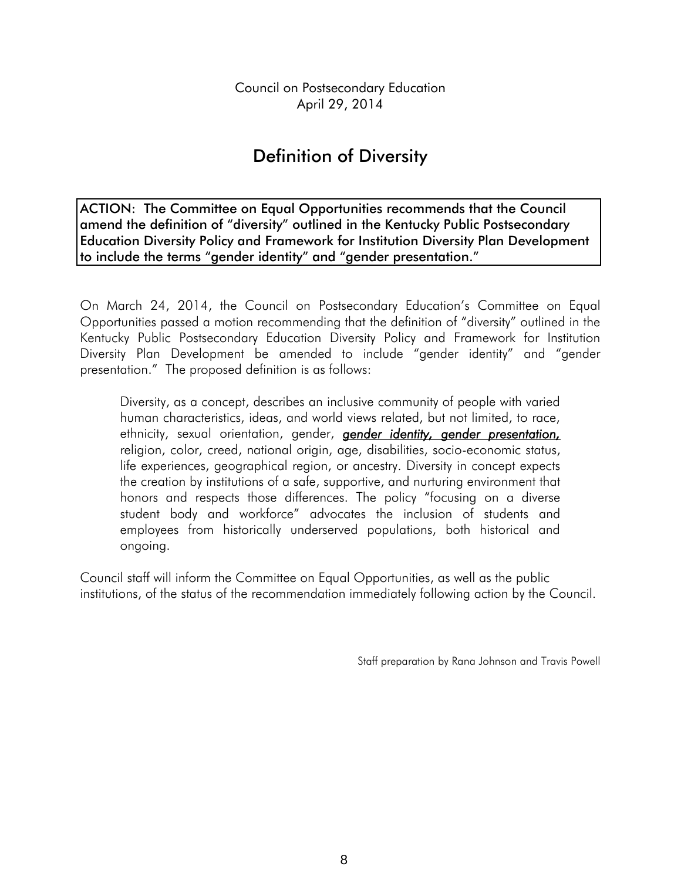Council on Postsecondary Education
April 29, 2014

# Definition of Diversity

**ACTION: The Committee on Equal Opportunities recommends that the Council amend the definition of "diversity" outlined in the Kentucky Public Postsecondary Education Diversity Policy and Framework for Institution Diversity Plan Development to include the terms "gender identity" and "gender presentation."**

On March 24, 2014, the Council on Postsecondary Education's Committee on Equal Opportunities passed a motion recommending that the definition of "diversity" outlined in the Kentucky Public Postsecondary Education Diversity Policy and Framework for Institution Diversity Plan Development be amended to include "gender identity" and "gender presentation." The proposed definition is as follows:

> Diversity, as a concept, describes an inclusive community of people with varied human characteristics, ideas, and world views related, but not limited, to race, ethnicity, sexual orientation, gender, ***gender identity, gender presentation,*** religion, color, creed, national origin, age, disabilities, socio-economic status, life experiences, geographical region, or ancestry. Diversity in concept expects the creation by institutions of a safe, supportive, and nurturing environment that honors and respects those differences. The policy "focusing on a diverse student body and workforce" advocates the inclusion of students and employees from historically underserved populations, both historical and ongoing.

Council staff will inform the Committee on Equal Opportunities, as well as the public institutions, of the status of the recommendation immediately following action by the Council.

Staff preparation by Rana Johnson and Travis Powell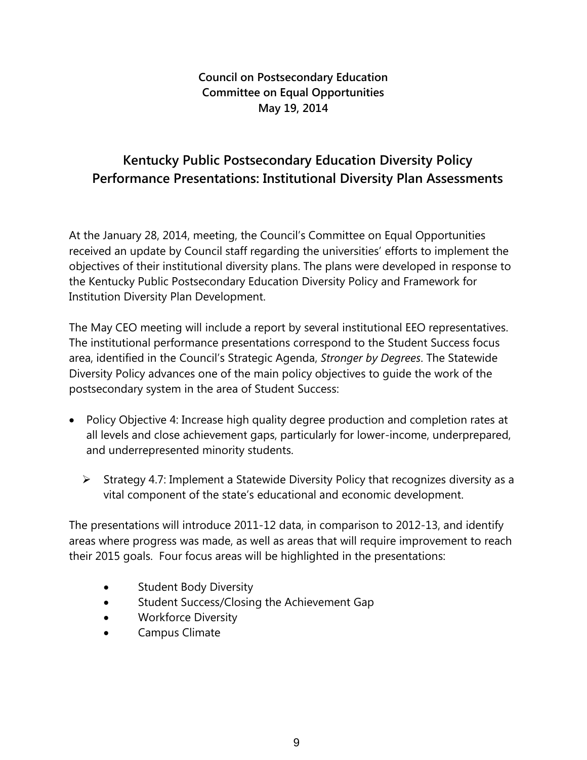**Council on Postsecondary Education**
**Committee on Equal Opportunities**
**May 19, 2014**

# Kentucky Public Postsecondary Education Diversity Policy Performance Presentations: Institutional Diversity Plan Assessments

At the January 28, 2014, meeting, the Council's Committee on Equal Opportunities received an update by Council staff regarding the universities' efforts to implement the objectives of their institutional diversity plans. The plans were developed in response to the Kentucky Public Postsecondary Education Diversity Policy and Framework for Institution Diversity Plan Development.

The May CEO meeting will include a report by several institutional EEO representatives. The institutional performance presentations correspond to the Student Success focus area, identified in the Council's Strategic Agenda, *Stronger by Degrees*. The Statewide Diversity Policy advances one of the main policy objectives to guide the work of the postsecondary system in the area of Student Success:

- Policy Objective 4: Increase high quality degree production and completion rates at all levels and close achievement gaps, particularly for lower-income, underprepared, and underrepresented minority students.
    - Strategy 4.7: Implement a Statewide Diversity Policy that recognizes diversity as a vital component of the state's educational and economic development.

The presentations will introduce 2011-12 data, in comparison to 2012-13, and identify areas where progress was made, as well as areas that will require improvement to reach their 2015 goals. Four focus areas will be highlighted in the presentations:

- Student Body Diversity
- Student Success/Closing the Achievement Gap
- Workforce Diversity
- Campus Climate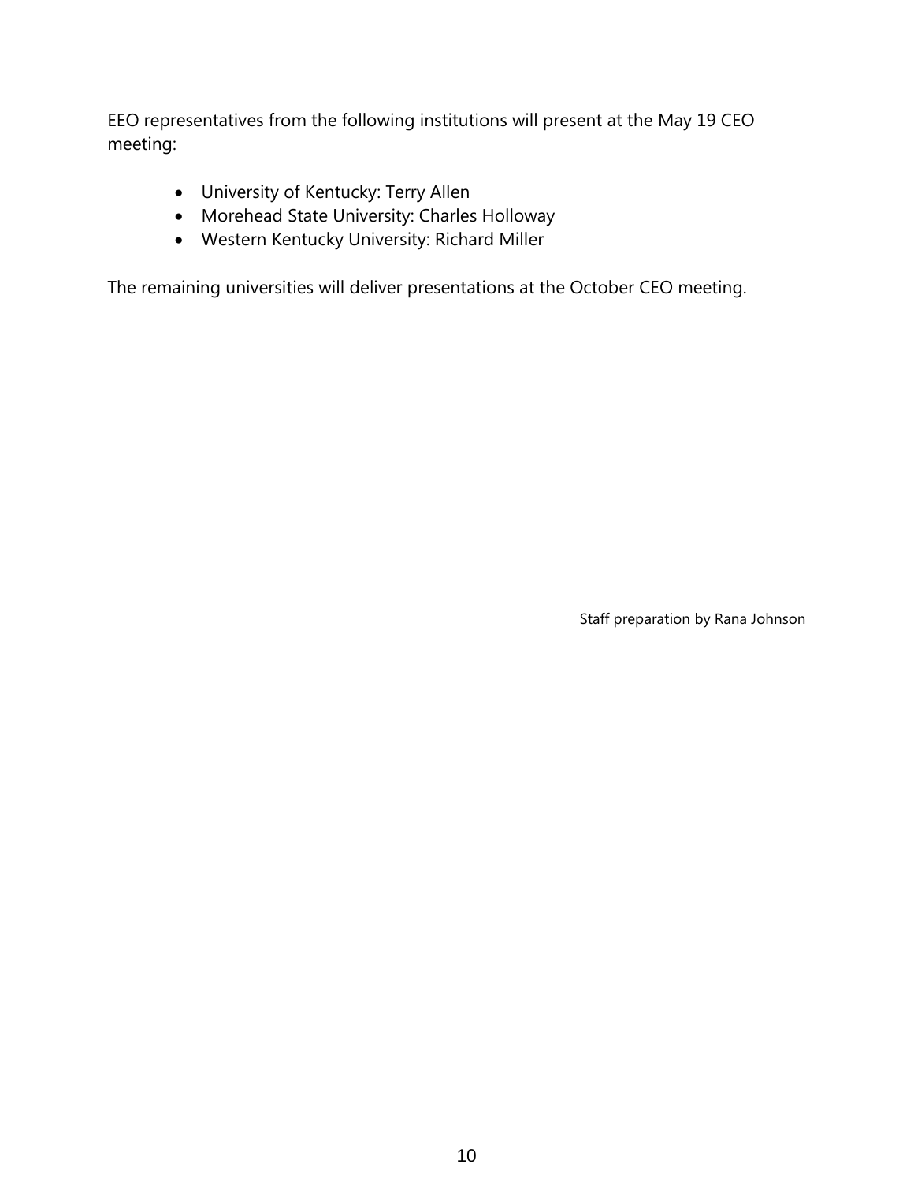EEO representatives from the following institutions will present at the May 19 CEO meeting:

- University of Kentucky: Terry Allen
- Morehead State University: Charles Holloway
- Western Kentucky University: Richard Miller

The remaining universities will deliver presentations at the October CEO meeting.

Staff preparation by Rana Johnson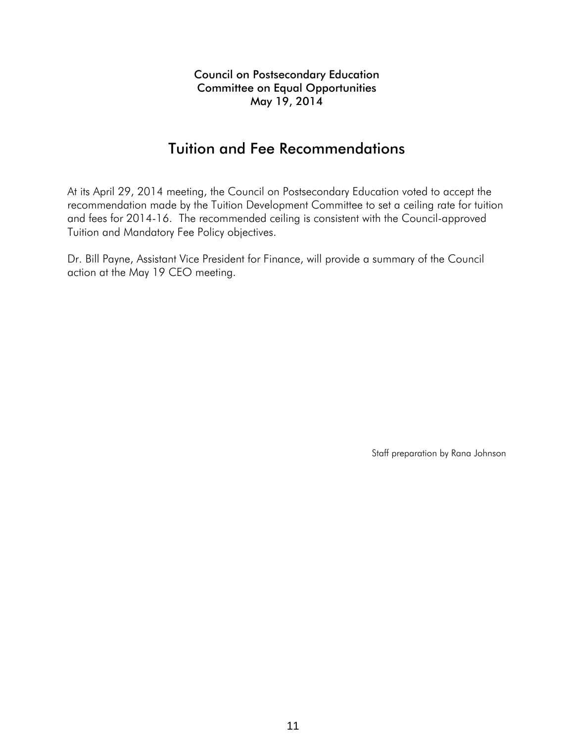Council on Postsecondary Education
Committee on Equal Opportunities
May 19, 2014

# Tuition and Fee Recommendations

At its April 29, 2014 meeting, the Council on Postsecondary Education voted to accept the recommendation made by the Tuition Development Committee to set a ceiling rate for tuition and fees for 2014-16. The recommended ceiling is consistent with the Council-approved Tuition and Mandatory Fee Policy objectives.

Dr. Bill Payne, Assistant Vice President for Finance, will provide a summary of the Council action at the May 19 CEO meeting.

Staff preparation by Rana Johnson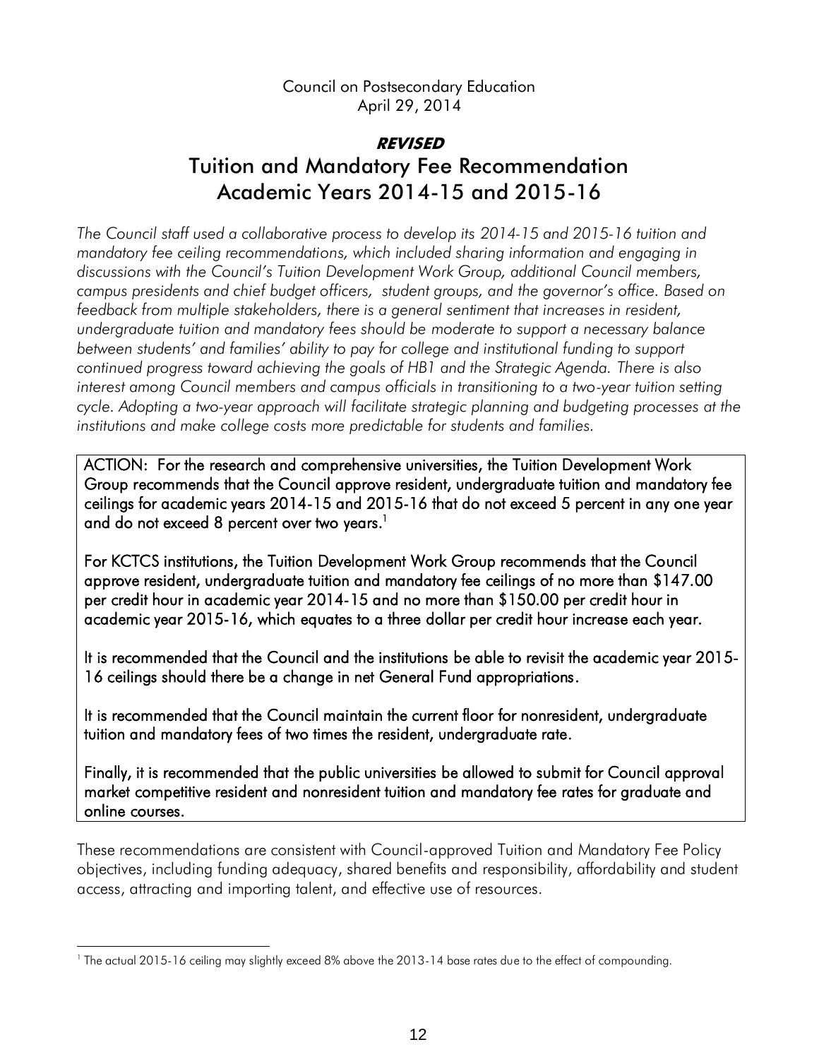Council on Postsecondary Education
April 29, 2014

***REVISED***

# Tuition and Mandatory Fee Recommendation Academic Years 2014-15 and 2015-16

*The Council staff used a collaborative process to develop its 2014-15 and 2015-16 tuition and mandatory fee ceiling recommendations, which included sharing information and engaging in discussions with the Council's Tuition Development Work Group, additional Council members, campus presidents and chief budget officers, student groups, and the governor's office. Based on feedback from multiple stakeholders, there is a general sentiment that increases in resident, undergraduate tuition and mandatory fees should be moderate to support a necessary balance between students' and families' ability to pay for college and institutional funding to support continued progress toward achieving the goals of HB1 and the Strategic Agenda. There is also interest among Council members and campus officials in transitioning to a two-year tuition setting cycle. Adopting a two-year approach will facilitate strategic planning and budgeting processes at the institutions and make college costs more predictable for students and families.*

ACTION: For the research and comprehensive universities, the Tuition Development Work Group recommends that the Council approve resident, undergraduate tuition and mandatory fee ceilings for academic years 2014-15 and 2015-16 that do not exceed 5 percent in any one year and do not exceed 8 percent over two years.[1]

For KCTCS institutions, the Tuition Development Work Group recommends that the Council approve resident, undergraduate tuition and mandatory fee ceilings of no more than $147.00 per credit hour in academic year 2014-15 and no more than $150.00 per credit hour in academic year 2015-16, which equates to a three dollar per credit hour increase each year.

It is recommended that the Council and the institutions be able to revisit the academic year 2015-16 ceilings should there be a change in net General Fund appropriations.

It is recommended that the Council maintain the current floor for nonresident, undergraduate tuition and mandatory fees of two times the resident, undergraduate rate.

Finally, it is recommended that the public universities be allowed to submit for Council approval market competitive resident and nonresident tuition and mandatory fee rates for graduate and online courses.

These recommendations are consistent with Council-approved Tuition and Mandatory Fee Policy objectives, including funding adequacy, shared benefits and responsibility, affordability and student access, attracting and importing talent, and effective use of resources.

[1] The actual 2015-16 ceiling may slightly exceed 8% above the 2013-14 base rates due to the effect of compounding.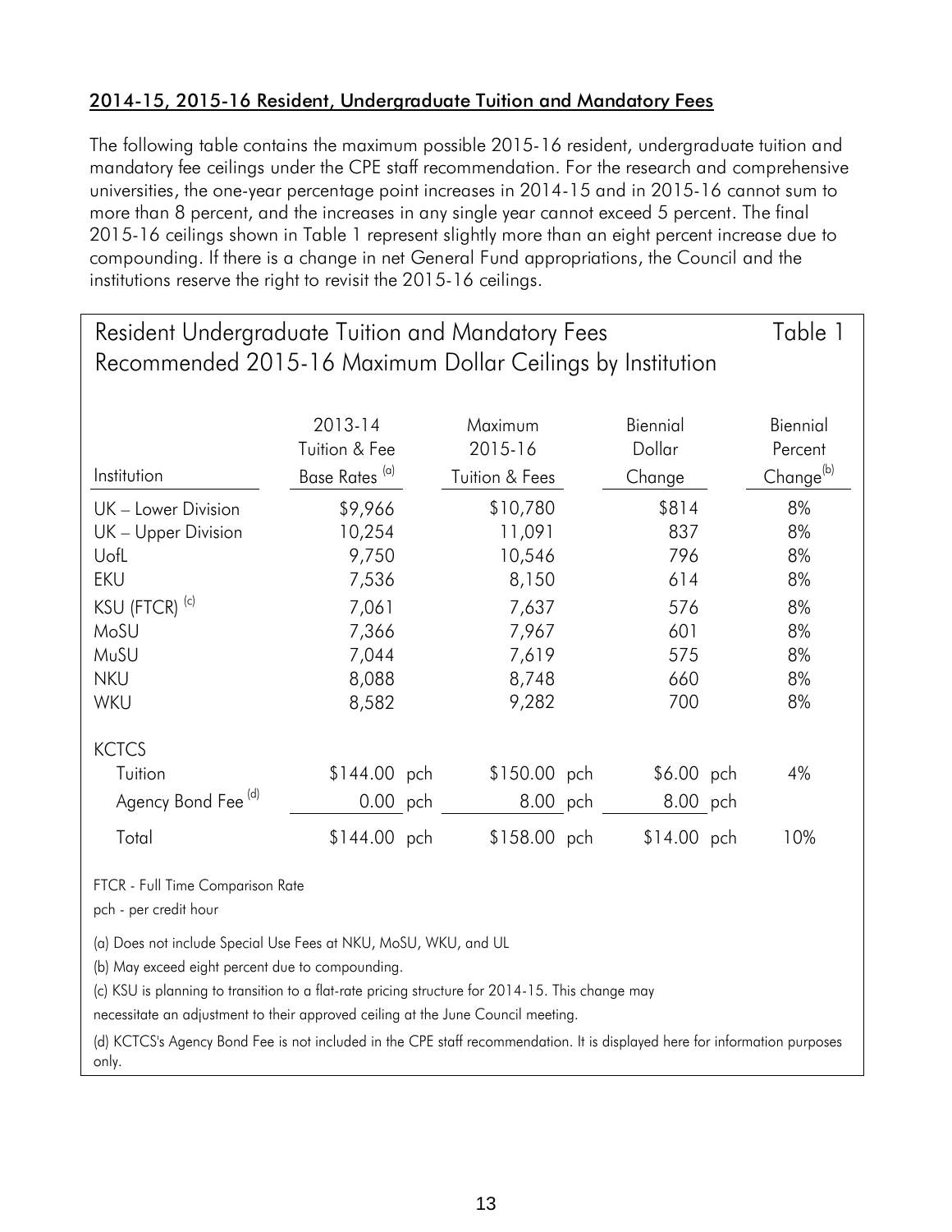## 2014-15, 2015-16 Resident, Undergraduate Tuition and Mandatory Fees

The following table contains the maximum possible 2015-16 resident, undergraduate tuition and mandatory fee ceilings under the CPE staff recommendation. For the research and comprehensive universities, the one-year percentage point increases in 2014-15 and in 2015-16 cannot sum to more than 8 percent, and the increases in any single year cannot exceed 5 percent. The final 2015-16 ceilings shown in Table 1 represent slightly more than an eight percent increase due to compounding. If there is a change in net General Fund appropriations, the Council and the institutions reserve the right to revisit the 2015-16 ceilings.

**Resident Undergraduate Tuition and Mandatory Fees — Table 1**
**Recommended 2015-16 Maximum Dollar Ceilings by Institution**

| Institution | 2013-14 Tuition & Fee Base Rates [(a)] | Maximum 2015-16 Tuition & Fees | Biennial Dollar Change | Biennial Percent Change[(b)] |
|---|---|---|---|---|
| UK – Lower Division | $9,966 | $10,780 | $814 | 8% |
| UK – Upper Division | 10,254 | 11,091 | 837 | 8% |
| UofL | 9,750 | 10,546 | 796 | 8% |
| EKU | 7,536 | 8,150 | 614 | 8% |
| KSU (FTCR) [(c)] | 7,061 | 7,637 | 576 | 8% |
| MoSU | 7,366 | 7,967 | 601 | 8% |
| MuSU | 7,044 | 7,619 | 575 | 8% |
| NKU | 8,088 | 8,748 | 660 | 8% |
| WKU | 8,582 | 9,282 | 700 | 8% |
| KCTCS | | | | |
| Tuition | $144.00 pch | $150.00 pch | $6.00 pch | 4% |
| Agency Bond Fee [(d)] | 0.00 pch | 8.00 pch | 8.00 pch | |
| Total | $144.00 pch | $158.00 pch | $14.00 pch | 10% |

FTCR - Full Time Comparison Rate

pch - per credit hour

(a) Does not include Special Use Fees at NKU, MoSU, WKU, and UL

(b) May exceed eight percent due to compounding.

(c) KSU is planning to transition to a flat-rate pricing structure for 2014-15. This change may necessitate an adjustment to their approved ceiling at the June Council meeting.

(d) KCTCS's Agency Bond Fee is not included in the CPE staff recommendation. It is displayed here for information purposes only.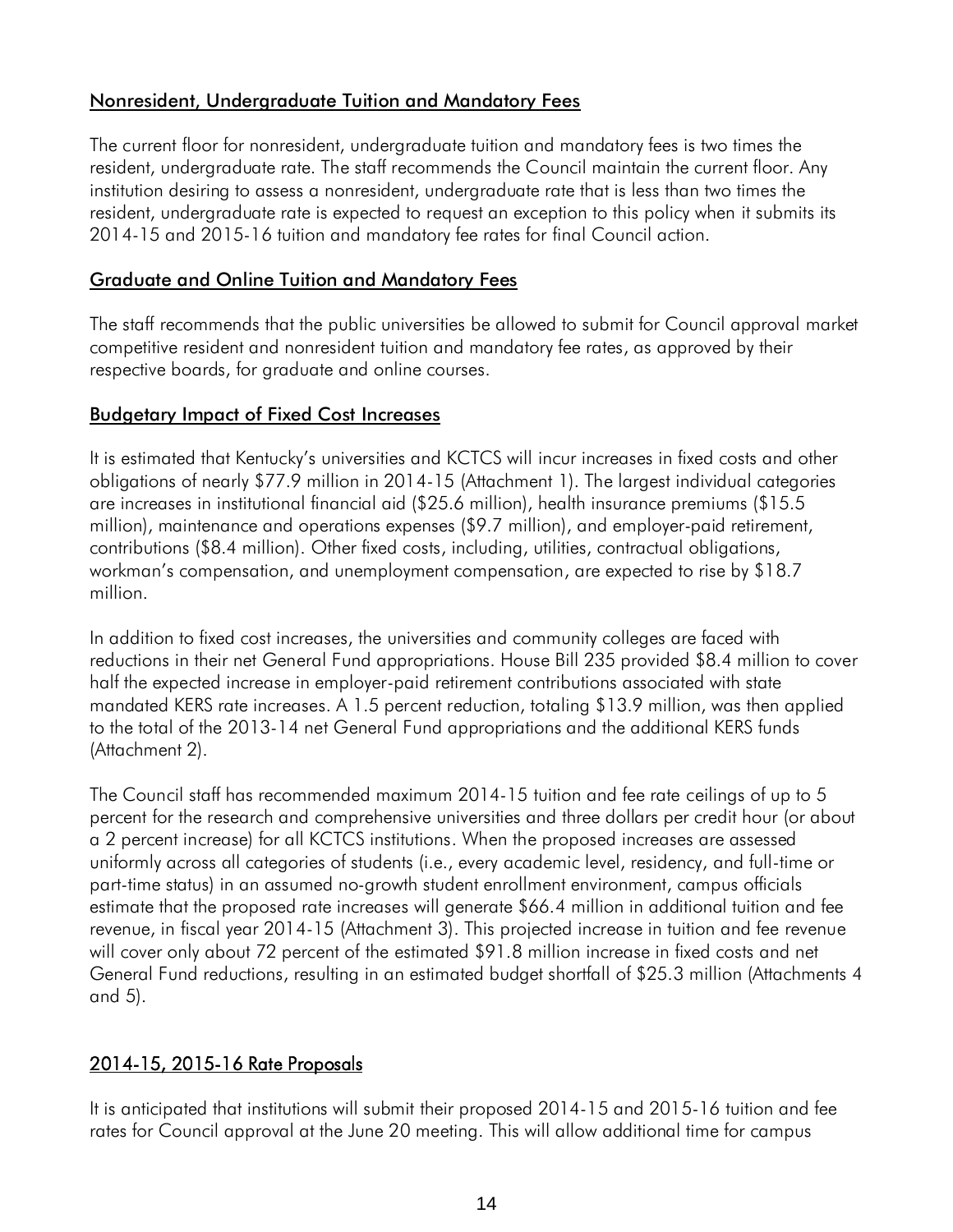## Nonresident, Undergraduate Tuition and Mandatory Fees

The current floor for nonresident, undergraduate tuition and mandatory fees is two times the resident, undergraduate rate. The staff recommends the Council maintain the current floor. Any institution desiring to assess a nonresident, undergraduate rate that is less than two times the resident, undergraduate rate is expected to request an exception to this policy when it submits its 2014-15 and 2015-16 tuition and mandatory fee rates for final Council action.

## Graduate and Online Tuition and Mandatory Fees

The staff recommends that the public universities be allowed to submit for Council approval market competitive resident and nonresident tuition and mandatory fee rates, as approved by their respective boards, for graduate and online courses.

## Budgetary Impact of Fixed Cost Increases

It is estimated that Kentucky's universities and KCTCS will incur increases in fixed costs and other obligations of nearly $77.9 million in 2014-15 (Attachment 1). The largest individual categories are increases in institutional financial aid ($25.6 million), health insurance premiums ($15.5 million), maintenance and operations expenses ($9.7 million), and employer-paid retirement, contributions ($8.4 million). Other fixed costs, including, utilities, contractual obligations, workman's compensation, and unemployment compensation, are expected to rise by $18.7 million.

In addition to fixed cost increases, the universities and community colleges are faced with reductions in their net General Fund appropriations. House Bill 235 provided $8.4 million to cover half the expected increase in employer-paid retirement contributions associated with state mandated KERS rate increases. A 1.5 percent reduction, totaling $13.9 million, was then applied to the total of the 2013-14 net General Fund appropriations and the additional KERS funds (Attachment 2).

The Council staff has recommended maximum 2014-15 tuition and fee rate ceilings of up to 5 percent for the research and comprehensive universities and three dollars per credit hour (or about a 2 percent increase) for all KCTCS institutions. When the proposed increases are assessed uniformly across all categories of students (i.e., every academic level, residency, and full-time or part-time status) in an assumed no-growth student enrollment environment, campus officials estimate that the proposed rate increases will generate $66.4 million in additional tuition and fee revenue, in fiscal year 2014-15 (Attachment 3). This projected increase in tuition and fee revenue will cover only about 72 percent of the estimated $91.8 million increase in fixed costs and net General Fund reductions, resulting in an estimated budget shortfall of $25.3 million (Attachments 4 and 5).

## 2014-15, 2015-16 Rate Proposals

It is anticipated that institutions will submit their proposed 2014-15 and 2015-16 tuition and fee rates for Council approval at the June 20 meeting. This will allow additional time for campus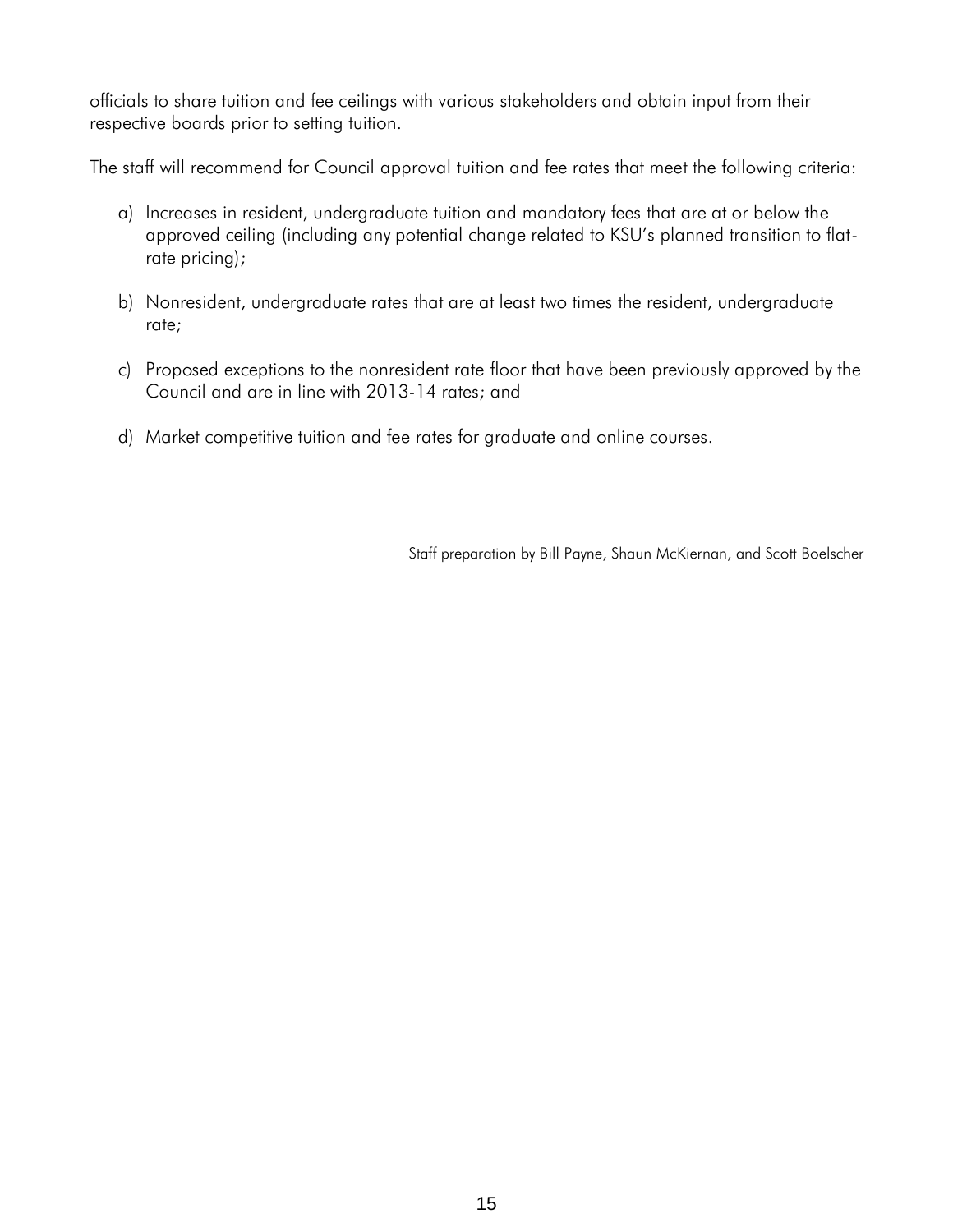officials to share tuition and fee ceilings with various stakeholders and obtain input from their respective boards prior to setting tuition.

The staff will recommend for Council approval tuition and fee rates that meet the following criteria:

a) Increases in resident, undergraduate tuition and mandatory fees that are at or below the approved ceiling (including any potential change related to KSU's planned transition to flat-rate pricing);

b) Nonresident, undergraduate rates that are at least two times the resident, undergraduate rate;

c) Proposed exceptions to the nonresident rate floor that have been previously approved by the Council and are in line with 2013-14 rates; and

d) Market competitive tuition and fee rates for graduate and online courses.

Staff preparation by Bill Payne, Shaun McKiernan, and Scott Boelscher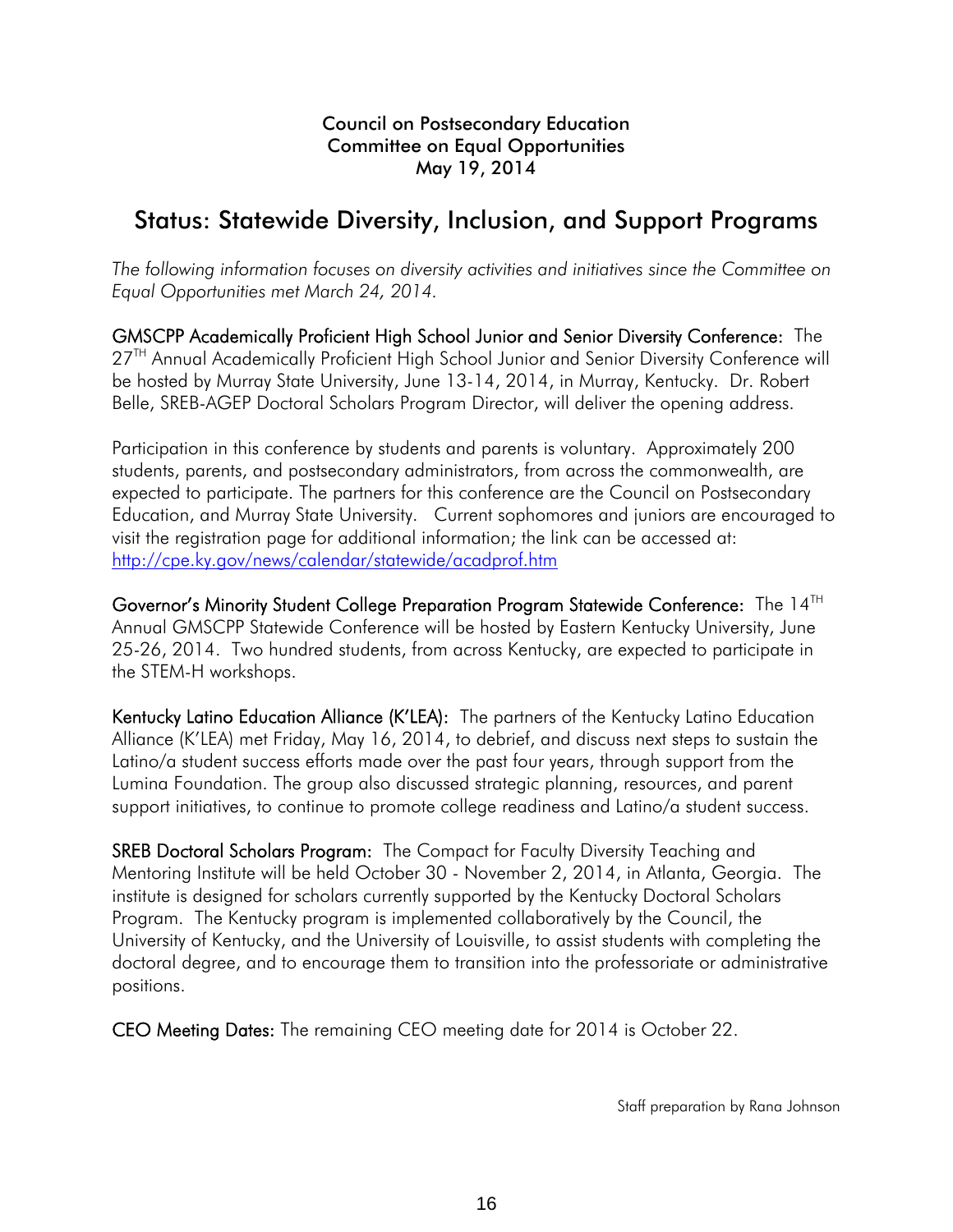**Council on Postsecondary Education**
**Committee on Equal Opportunities**
**May 19, 2014**

# Status: Statewide Diversity, Inclusion, and Support Programs

*The following information focuses on diversity activities and initiatives since the Committee on Equal Opportunities met March 24, 2014.*

**GMSCPP Academically Proficient High School Junior and Senior Diversity Conference:** The 27TH Annual Academically Proficient High School Junior and Senior Diversity Conference will be hosted by Murray State University, June 13-14, 2014, in Murray, Kentucky. Dr. Robert Belle, SREB-AGEP Doctoral Scholars Program Director, will deliver the opening address.

Participation in this conference by students and parents is voluntary. Approximately 200 students, parents, and postsecondary administrators, from across the commonwealth, are expected to participate. The partners for this conference are the Council on Postsecondary Education, and Murray State University. Current sophomores and juniors are encouraged to visit the registration page for additional information; the link can be accessed at: http://cpe.ky.gov/news/calendar/statewide/acadprof.htm

**Governor's Minority Student College Preparation Program Statewide Conference:** The 14TH Annual GMSCPP Statewide Conference will be hosted by Eastern Kentucky University, June 25-26, 2014. Two hundred students, from across Kentucky, are expected to participate in the STEM-H workshops.

**Kentucky Latino Education Alliance (K'LEA):** The partners of the Kentucky Latino Education Alliance (K'LEA) met Friday, May 16, 2014, to debrief, and discuss next steps to sustain the Latino/a student success efforts made over the past four years, through support from the Lumina Foundation. The group also discussed strategic planning, resources, and parent support initiatives, to continue to promote college readiness and Latino/a student success.

**SREB Doctoral Scholars Program:** The Compact for Faculty Diversity Teaching and Mentoring Institute will be held October 30 - November 2, 2014, in Atlanta, Georgia. The institute is designed for scholars currently supported by the Kentucky Doctoral Scholars Program. The Kentucky program is implemented collaboratively by the Council, the University of Kentucky, and the University of Louisville, to assist students with completing the doctoral degree, and to encourage them to transition into the professoriate or administrative positions.

**CEO Meeting Dates:** The remaining CEO meeting date for 2014 is October 22.

Staff preparation by Rana Johnson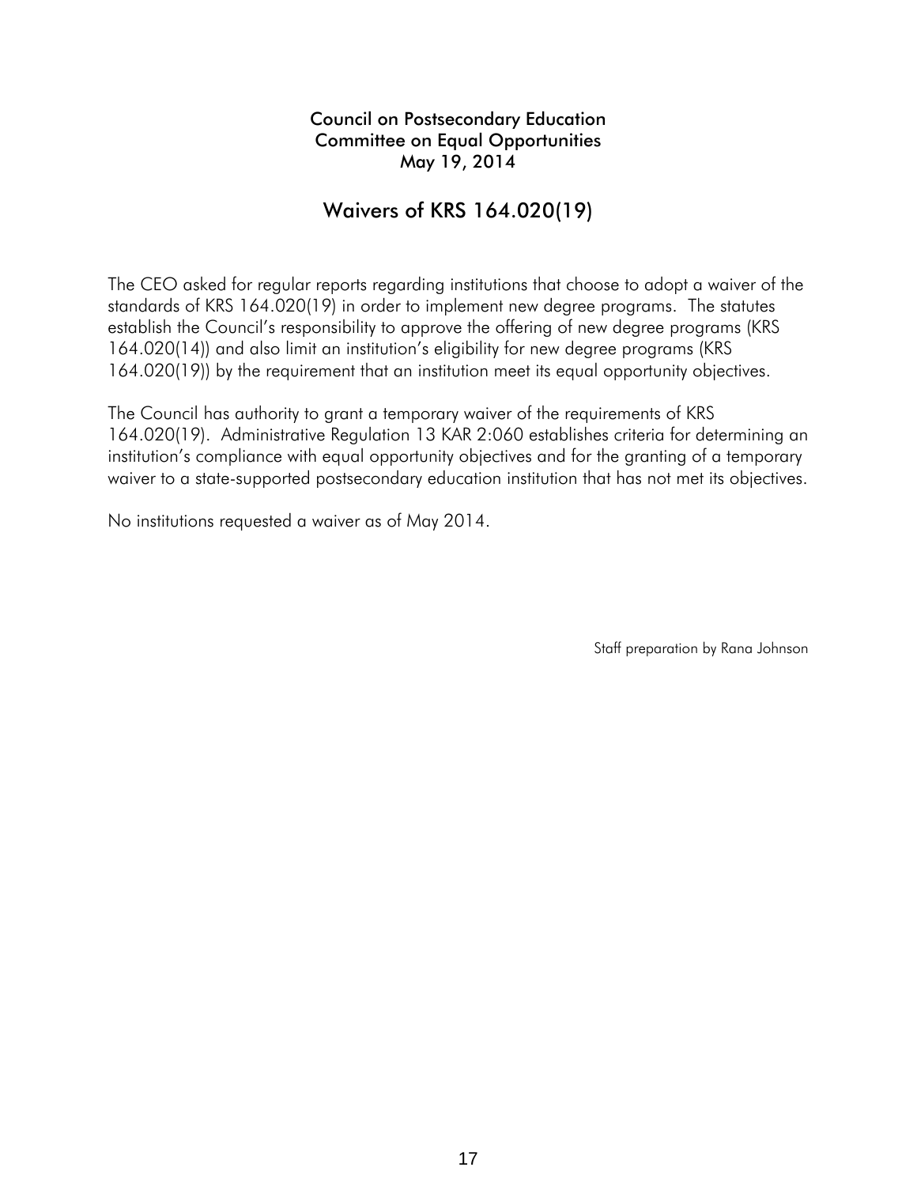Council on Postsecondary Education
Committee on Equal Opportunities
May 19, 2014

# Waivers of KRS 164.020(19)

The CEO asked for regular reports regarding institutions that choose to adopt a waiver of the standards of KRS 164.020(19) in order to implement new degree programs. The statutes establish the Council's responsibility to approve the offering of new degree programs (KRS 164.020(14)) and also limit an institution's eligibility for new degree programs (KRS 164.020(19)) by the requirement that an institution meet its equal opportunity objectives.

The Council has authority to grant a temporary waiver of the requirements of KRS 164.020(19). Administrative Regulation 13 KAR 2:060 establishes criteria for determining an institution's compliance with equal opportunity objectives and for the granting of a temporary waiver to a state-supported postsecondary education institution that has not met its objectives.

No institutions requested a waiver as of May 2014.

Staff preparation by Rana Johnson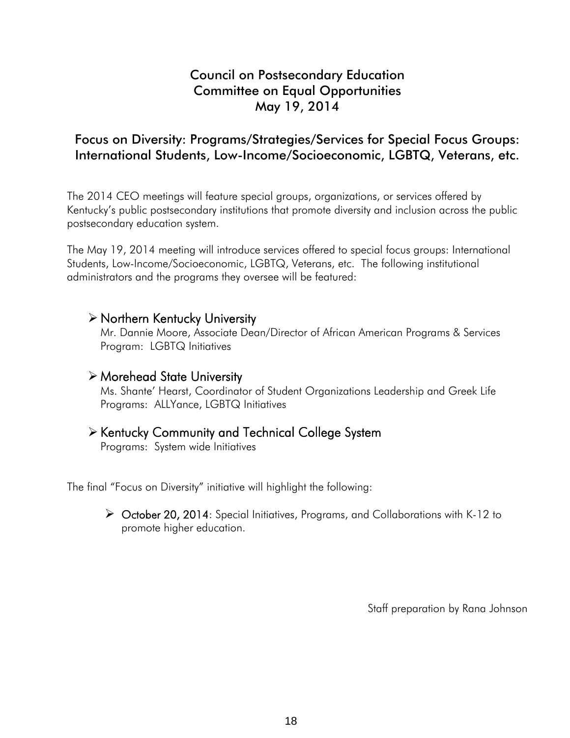# Council on Postsecondary Education
# Committee on Equal Opportunities
# May 19, 2014

## Focus on Diversity: Programs/Strategies/Services for Special Focus Groups: International Students, Low-Income/Socioeconomic, LGBTQ, Veterans, etc.

The 2014 CEO meetings will feature special groups, organizations, or services offered by Kentucky's public postsecondary institutions that promote diversity and inclusion across the public postsecondary education system.

The May 19, 2014 meeting will introduce services offered to special focus groups: International Students, Low-Income/Socioeconomic, LGBTQ, Veterans, etc. The following institutional administrators and the programs they oversee will be featured:

- **Northern Kentucky University**
  Mr. Dannie Moore, Associate Dean/Director of African American Programs & Services
  Program: LGBTQ Initiatives

- **Morehead State University**
  Ms. Shante' Hearst, Coordinator of Student Organizations Leadership and Greek Life
  Programs: ALLYance, LGBTQ Initiatives

- **Kentucky Community and Technical College System**
  Programs: System wide Initiatives

The final "Focus on Diversity" initiative will highlight the following:

- **October 20, 2014**: Special Initiatives, Programs, and Collaborations with K-12 to promote higher education.

Staff preparation by Rana Johnson